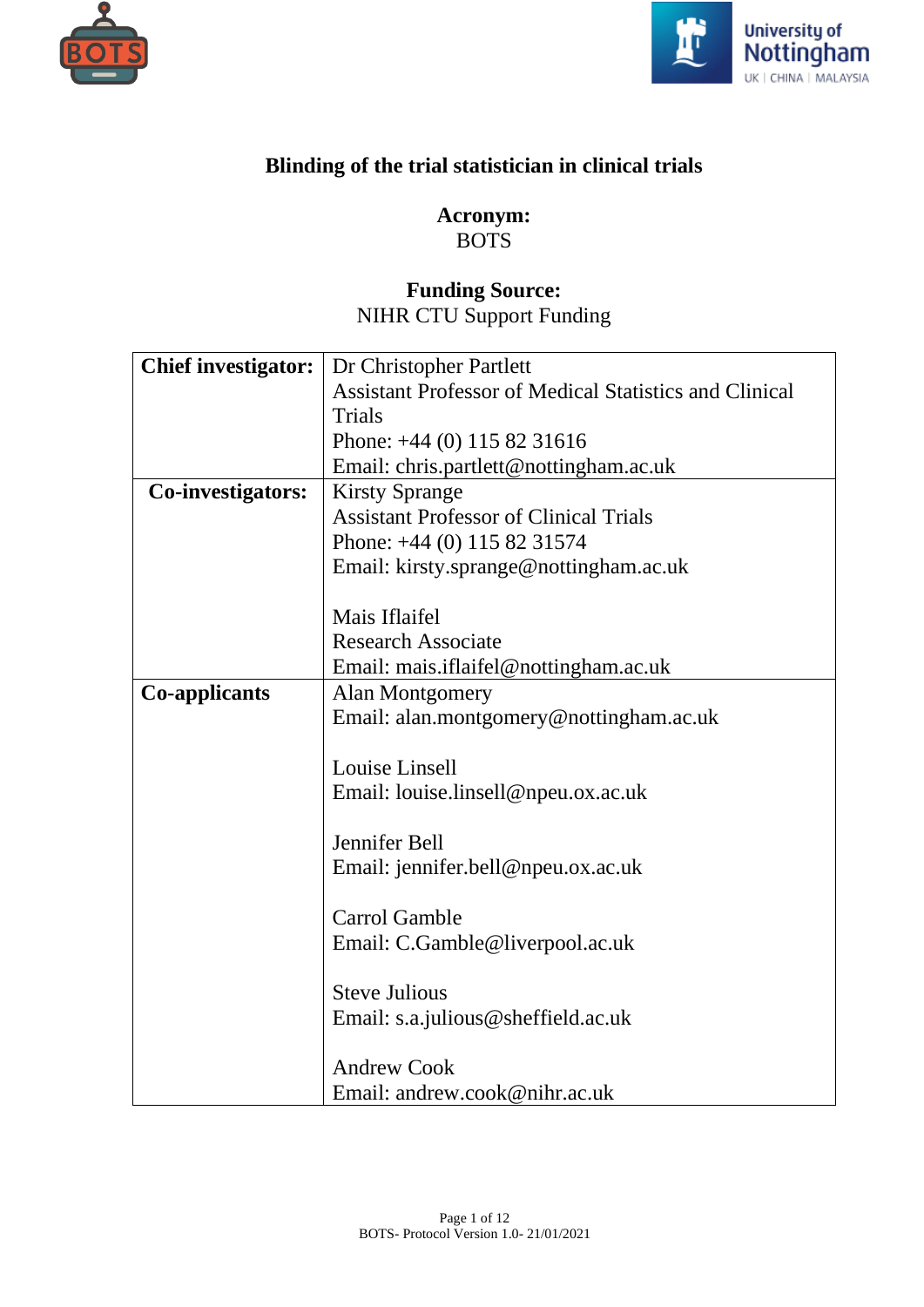# Blinding of the trial statistician in clinical trials

**Acronym:**
BOTS

**Funding Source:**
NIHR CTU Support Funding

| | |
|---|---|
| **Chief investigator:** | Dr Christopher Partlett<br>Assistant Professor of Medical Statistics and Clinical Trials<br>Phone: +44 (0) 115 82 31616<br>Email: chris.partlett@nottingham.ac.uk |
| **Co-investigators:** | Kirsty Sprange<br>Assistant Professor of Clinical Trials<br>Phone: +44 (0) 115 82 31574<br>Email: kirsty.sprange@nottingham.ac.uk<br><br>Mais Iflaifel<br>Research Associate<br>Email: mais.iflaifel@nottingham.ac.uk |
| **Co-applicants** | Alan Montgomery<br>Email: alan.montgomery@nottingham.ac.uk<br><br>Louise Linsell<br>Email: louise.linsell@npeu.ox.ac.uk<br><br>Jennifer Bell<br>Email: jennifer.bell@npeu.ox.ac.uk<br><br>Carrol Gamble<br>Email: C.Gamble@liverpool.ac.uk<br><br>Steve Julious<br>Email: s.a.julious@sheffield.ac.uk<br><br>Andrew Cook<br>Email: andrew.cook@nihr.ac.uk |

BOTS- Protocol Version 1.0- 21/01/2021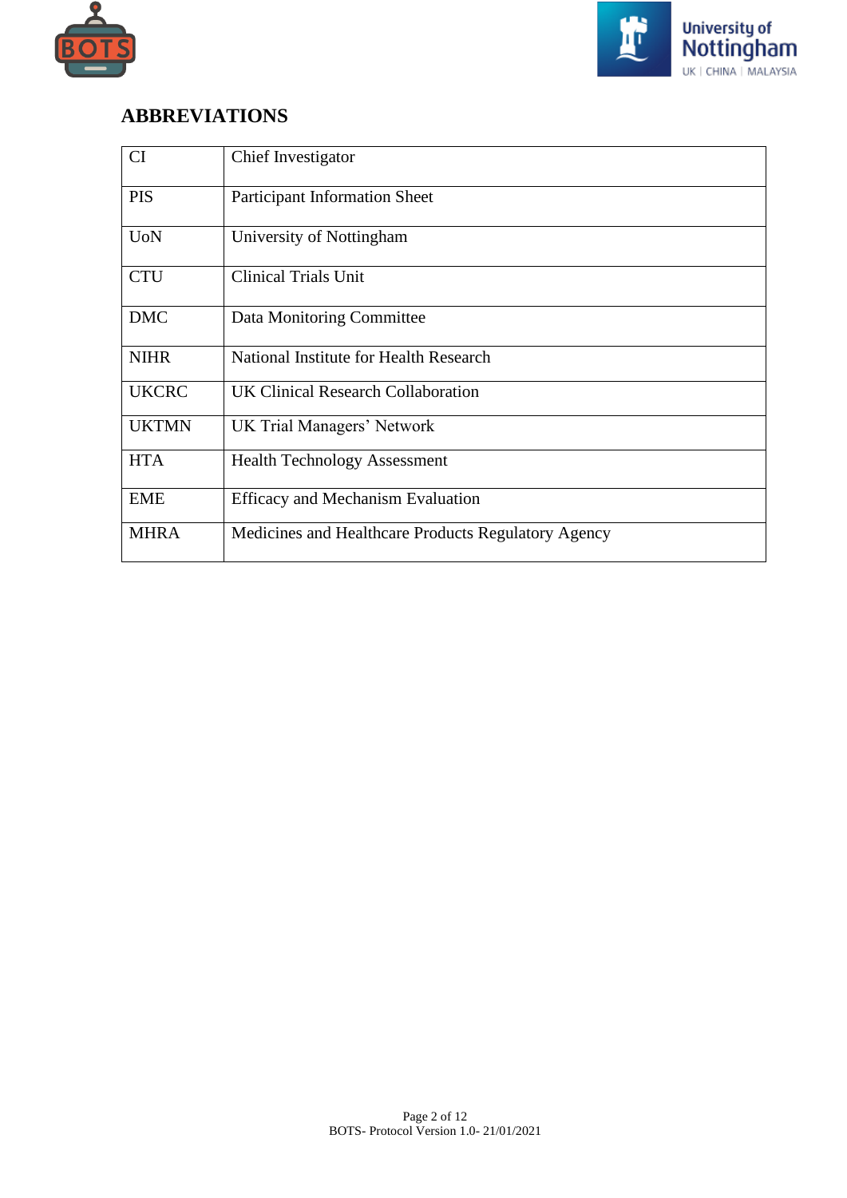## ABBREVIATIONS

| | |
|---|---|
| CI | Chief Investigator |
| PIS | Participant Information Sheet |
| UoN | University of Nottingham |
| CTU | Clinical Trials Unit |
| DMC | Data Monitoring Committee |
| NIHR | National Institute for Health Research |
| UKCRC | UK Clinical Research Collaboration |
| UKTMN | UK Trial Managers' Network |
| HTA | Health Technology Assessment |
| EME | Efficacy and Mechanism Evaluation |
| MHRA | Medicines and Healthcare Products Regulatory Agency |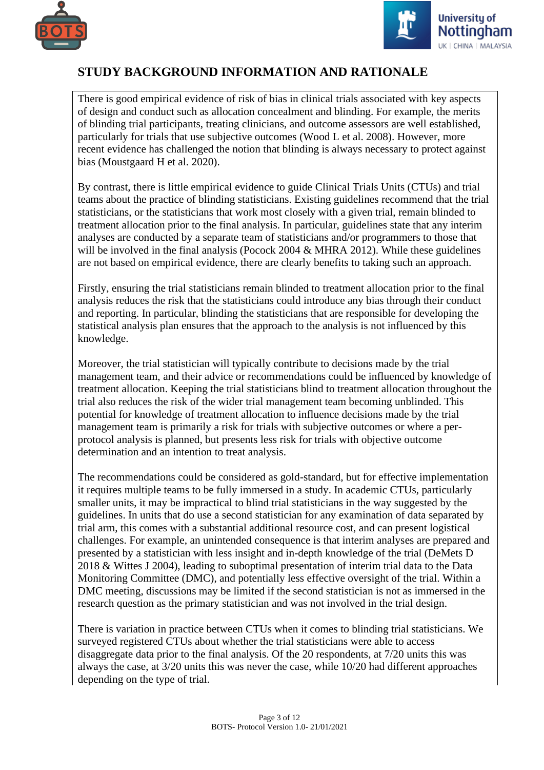## STUDY BACKGROUND INFORMATION AND RATIONALE

There is good empirical evidence of risk of bias in clinical trials associated with key aspects of design and conduct such as allocation concealment and blinding. For example, the merits of blinding trial participants, treating clinicians, and outcome assessors are well established, particularly for trials that use subjective outcomes (Wood L et al. 2008). However, more recent evidence has challenged the notion that blinding is always necessary to protect against bias (Moustgaard H et al. 2020).

By contrast, there is little empirical evidence to guide Clinical Trials Units (CTUs) and trial teams about the practice of blinding statisticians. Existing guidelines recommend that the trial statisticians, or the statisticians that work most closely with a given trial, remain blinded to treatment allocation prior to the final analysis. In particular, guidelines state that any interim analyses are conducted by a separate team of statisticians and/or programmers to those that will be involved in the final analysis (Pocock 2004 & MHRA 2012). While these guidelines are not based on empirical evidence, there are clearly benefits to taking such an approach.

Firstly, ensuring the trial statisticians remain blinded to treatment allocation prior to the final analysis reduces the risk that the statisticians could introduce any bias through their conduct and reporting. In particular, blinding the statisticians that are responsible for developing the statistical analysis plan ensures that the approach to the analysis is not influenced by this knowledge.

Moreover, the trial statistician will typically contribute to decisions made by the trial management team, and their advice or recommendations could be influenced by knowledge of treatment allocation. Keeping the trial statisticians blind to treatment allocation throughout the trial also reduces the risk of the wider trial management team becoming unblinded. This potential for knowledge of treatment allocation to influence decisions made by the trial management team is primarily a risk for trials with subjective outcomes or where a per-protocol analysis is planned, but presents less risk for trials with objective outcome determination and an intention to treat analysis.

The recommendations could be considered as gold-standard, but for effective implementation it requires multiple teams to be fully immersed in a study. In academic CTUs, particularly smaller units, it may be impractical to blind trial statisticians in the way suggested by the guidelines. In units that do use a second statistician for any examination of data separated by trial arm, this comes with a substantial additional resource cost, and can present logistical challenges. For example, an unintended consequence is that interim analyses are prepared and presented by a statistician with less insight and in-depth knowledge of the trial (DeMets D 2018 & Wittes J 2004), leading to suboptimal presentation of interim trial data to the Data Monitoring Committee (DMC), and potentially less effective oversight of the trial. Within a DMC meeting, discussions may be limited if the second statistician is not as immersed in the research question as the primary statistician and was not involved in the trial design.

There is variation in practice between CTUs when it comes to blinding trial statisticians. We surveyed registered CTUs about whether the trial statisticians were able to access disaggregate data prior to the final analysis. Of the 20 respondents, at 7/20 units this was always the case, at 3/20 units this was never the case, while 10/20 had different approaches depending on the type of trial.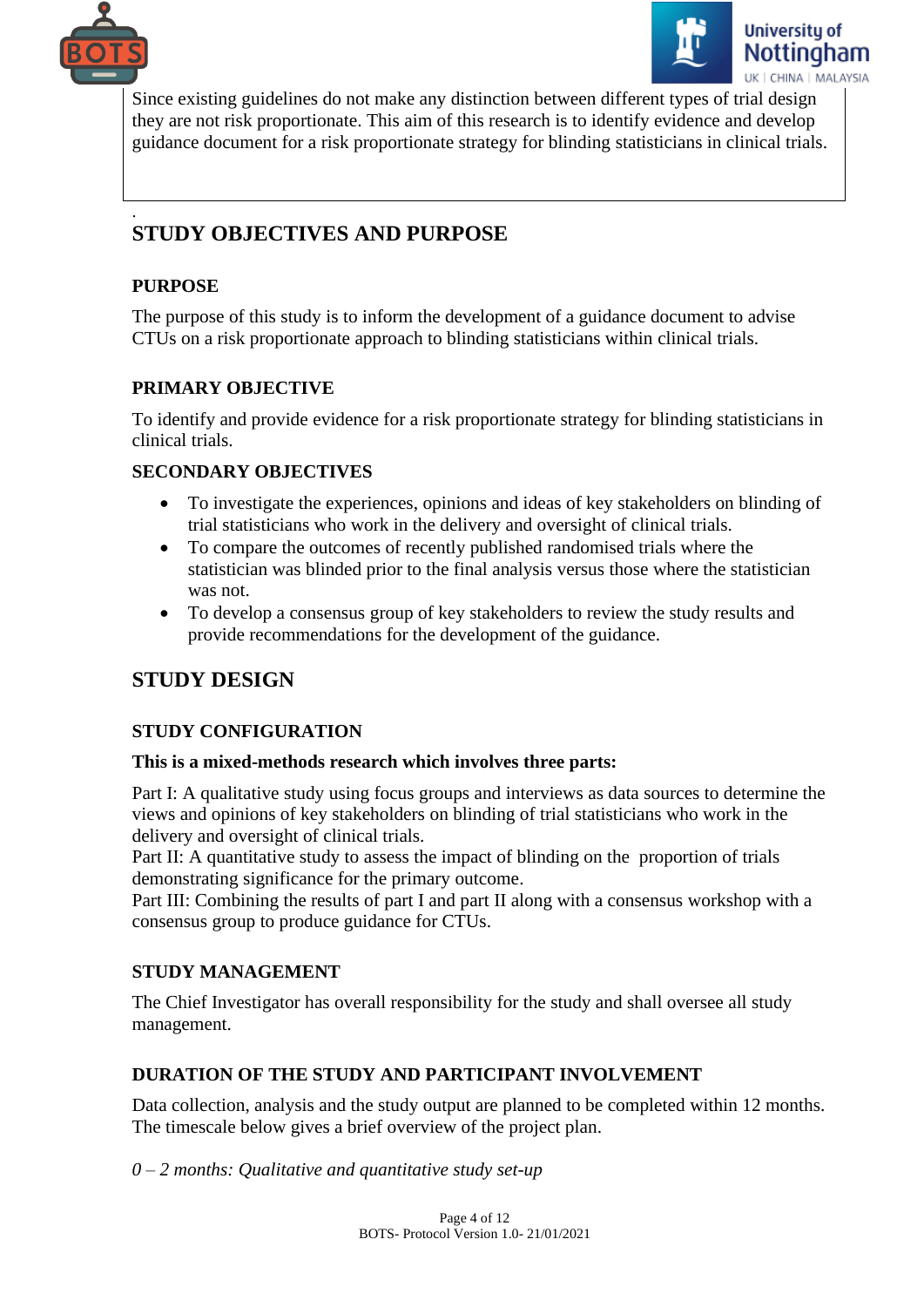Since existing guidelines do not make any distinction between different types of trial design they are not risk proportionate. This aim of this research is to identify evidence and develop guidance document for a risk proportionate strategy for blinding statisticians in clinical trials.

## STUDY OBJECTIVES AND PURPOSE

### PURPOSE

The purpose of this study is to inform the development of a guidance document to advise CTUs on a risk proportionate approach to blinding statisticians within clinical trials.

### PRIMARY OBJECTIVE

To identify and provide evidence for a risk proportionate strategy for blinding statisticians in clinical trials.

### SECONDARY OBJECTIVES

- To investigate the experiences, opinions and ideas of key stakeholders on blinding of trial statisticians who work in the delivery and oversight of clinical trials.
- To compare the outcomes of recently published randomised trials where the statistician was blinded prior to the final analysis versus those where the statistician was not.
- To develop a consensus group of key stakeholders to review the study results and provide recommendations for the development of the guidance.

## STUDY DESIGN

### STUDY CONFIGURATION

**This is a mixed-methods research which involves three parts:**

Part I: A qualitative study using focus groups and interviews as data sources to determine the views and opinions of key stakeholders on blinding of trial statisticians who work in the delivery and oversight of clinical trials.
Part II: A quantitative study to assess the impact of blinding on the proportion of trials demonstrating significance for the primary outcome.
Part III: Combining the results of part I and part II along with a consensus workshop with a consensus group to produce guidance for CTUs.

### STUDY MANAGEMENT

The Chief Investigator has overall responsibility for the study and shall oversee all study management.

### DURATION OF THE STUDY AND PARTICIPANT INVOLVEMENT

Data collection, analysis and the study output are planned to be completed within 12 months. The timescale below gives a brief overview of the project plan.

*0 – 2 months: Qualitative and quantitative study set-up*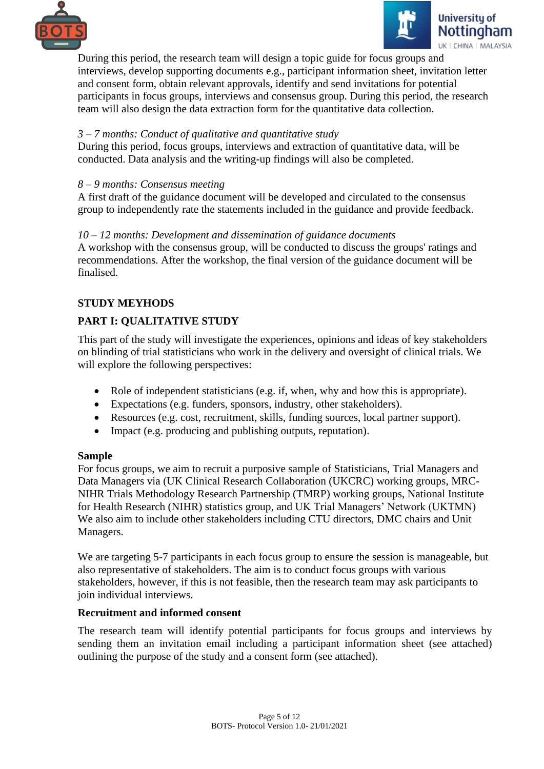During this period, the research team will design a topic guide for focus groups and interviews, develop supporting documents e.g., participant information sheet, invitation letter and consent form, obtain relevant approvals, identify and send invitations for potential participants in focus groups, interviews and consensus group. During this period, the research team will also design the data extraction form for the quantitative data collection.

*3 – 7 months: Conduct of qualitative and quantitative study*
During this period, focus groups, interviews and extraction of quantitative data, will be conducted. Data analysis and the writing-up findings will also be completed.

*8 – 9 months: Consensus meeting*
A first draft of the guidance document will be developed and circulated to the consensus group to independently rate the statements included in the guidance and provide feedback.

*10 – 12 months: Development and dissemination of guidance documents*
A workshop with the consensus group, will be conducted to discuss the groups' ratings and recommendations. After the workshop, the final version of the guidance document will be finalised.

## STUDY MEYHODS

## PART I: QUALITATIVE STUDY

This part of the study will investigate the experiences, opinions and ideas of key stakeholders on blinding of trial statisticians who work in the delivery and oversight of clinical trials. We will explore the following perspectives:

- Role of independent statisticians (e.g. if, when, why and how this is appropriate).
- Expectations (e.g. funders, sponsors, industry, other stakeholders).
- Resources (e.g. cost, recruitment, skills, funding sources, local partner support).
- Impact (e.g. producing and publishing outputs, reputation).

### Sample

For focus groups, we aim to recruit a purposive sample of Statisticians, Trial Managers and Data Managers via (UK Clinical Research Collaboration (UKCRC) working groups, MRC-NIHR Trials Methodology Research Partnership (TMRP) working groups, National Institute for Health Research (NIHR) statistics group, and UK Trial Managers' Network (UKTMN) We also aim to include other stakeholders including CTU directors, DMC chairs and Unit Managers.

We are targeting 5-7 participants in each focus group to ensure the session is manageable, but also representative of stakeholders. The aim is to conduct focus groups with various stakeholders, however, if this is not feasible, then the research team may ask participants to join individual interviews.

### Recruitment and informed consent

The research team will identify potential participants for focus groups and interviews by sending them an invitation email including a participant information sheet (see attached) outlining the purpose of the study and a consent form (see attached).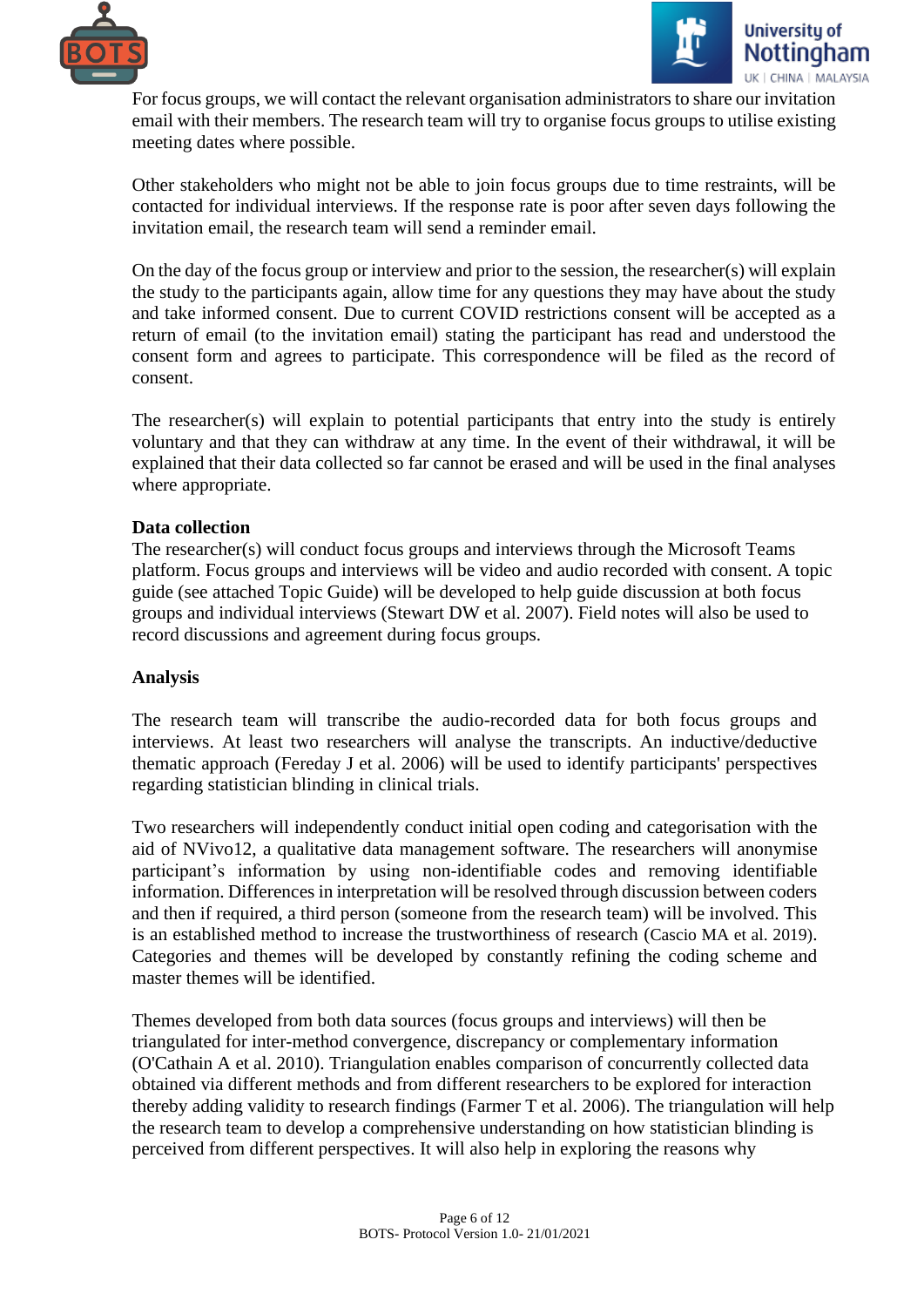For focus groups, we will contact the relevant organisation administrators to share our invitation email with their members. The research team will try to organise focus groups to utilise existing meeting dates where possible.

Other stakeholders who might not be able to join focus groups due to time restraints, will be contacted for individual interviews. If the response rate is poor after seven days following the invitation email, the research team will send a reminder email.

On the day of the focus group or interview and prior to the session, the researcher(s) will explain the study to the participants again, allow time for any questions they may have about the study and take informed consent. Due to current COVID restrictions consent will be accepted as a return of email (to the invitation email) stating the participant has read and understood the consent form and agrees to participate. This correspondence will be filed as the record of consent.

The researcher(s) will explain to potential participants that entry into the study is entirely voluntary and that they can withdraw at any time. In the event of their withdrawal, it will be explained that their data collected so far cannot be erased and will be used in the final analyses where appropriate.

**Data collection**

The researcher(s) will conduct focus groups and interviews through the Microsoft Teams platform. Focus groups and interviews will be video and audio recorded with consent. A topic guide (see attached Topic Guide) will be developed to help guide discussion at both focus groups and individual interviews (Stewart DW et al. 2007). Field notes will also be used to record discussions and agreement during focus groups.

**Analysis**

The research team will transcribe the audio-recorded data for both focus groups and interviews. At least two researchers will analyse the transcripts. An inductive/deductive thematic approach (Fereday J et al. 2006) will be used to identify participants' perspectives regarding statistician blinding in clinical trials.

Two researchers will independently conduct initial open coding and categorisation with the aid of NVivo12, a qualitative data management software. The researchers will anonymise participant's information by using non-identifiable codes and removing identifiable information. Differences in interpretation will be resolved through discussion between coders and then if required, a third person (someone from the research team) will be involved. This is an established method to increase the trustworthiness of research (Cascio MA et al. 2019). Categories and themes will be developed by constantly refining the coding scheme and master themes will be identified.

Themes developed from both data sources (focus groups and interviews) will then be triangulated for inter-method convergence, discrepancy or complementary information (O'Cathain A et al. 2010). Triangulation enables comparison of concurrently collected data obtained via different methods and from different researchers to be explored for interaction thereby adding validity to research findings (Farmer T et al. 2006). The triangulation will help the research team to develop a comprehensive understanding on how statistician blinding is perceived from different perspectives. It will also help in exploring the reasons why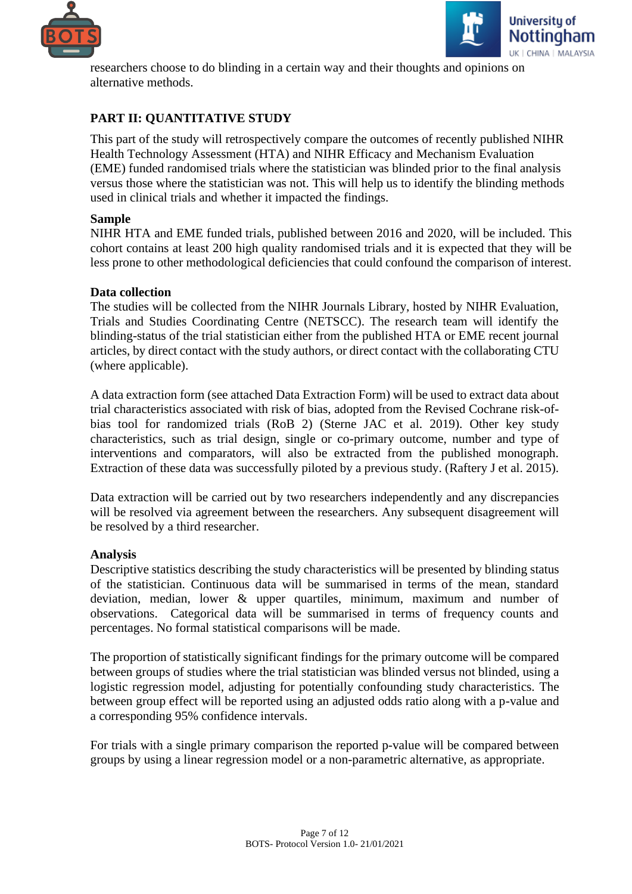researchers choose to do blinding in a certain way and their thoughts and opinions on alternative methods.

## PART II: QUANTITATIVE STUDY

This part of the study will retrospectively compare the outcomes of recently published NIHR Health Technology Assessment (HTA) and NIHR Efficacy and Mechanism Evaluation (EME) funded randomised trials where the statistician was blinded prior to the final analysis versus those where the statistician was not. This will help us to identify the blinding methods used in clinical trials and whether it impacted the findings.

### Sample

NIHR HTA and EME funded trials, published between 2016 and 2020, will be included. This cohort contains at least 200 high quality randomised trials and it is expected that they will be less prone to other methodological deficiencies that could confound the comparison of interest.

### Data collection

The studies will be collected from the NIHR Journals Library, hosted by NIHR Evaluation, Trials and Studies Coordinating Centre (NETSCC). The research team will identify the blinding-status of the trial statistician either from the published HTA or EME recent journal articles, by direct contact with the study authors, or direct contact with the collaborating CTU (where applicable).

A data extraction form (see attached Data Extraction Form) will be used to extract data about trial characteristics associated with risk of bias, adopted from the Revised Cochrane risk-of-bias tool for randomized trials (RoB 2) (Sterne JAC et al. 2019). Other key study characteristics, such as trial design, single or co-primary outcome, number and type of interventions and comparators, will also be extracted from the published monograph. Extraction of these data was successfully piloted by a previous study. (Raftery J et al. 2015).

Data extraction will be carried out by two researchers independently and any discrepancies will be resolved via agreement between the researchers. Any subsequent disagreement will be resolved by a third researcher.

### Analysis

Descriptive statistics describing the study characteristics will be presented by blinding status of the statistician. Continuous data will be summarised in terms of the mean, standard deviation, median, lower & upper quartiles, minimum, maximum and number of observations. Categorical data will be summarised in terms of frequency counts and percentages. No formal statistical comparisons will be made.

The proportion of statistically significant findings for the primary outcome will be compared between groups of studies where the trial statistician was blinded versus not blinded, using a logistic regression model, adjusting for potentially confounding study characteristics. The between group effect will be reported using an adjusted odds ratio along with a p-value and a corresponding 95% confidence intervals.

For trials with a single primary comparison the reported p-value will be compared between groups by using a linear regression model or a non-parametric alternative, as appropriate.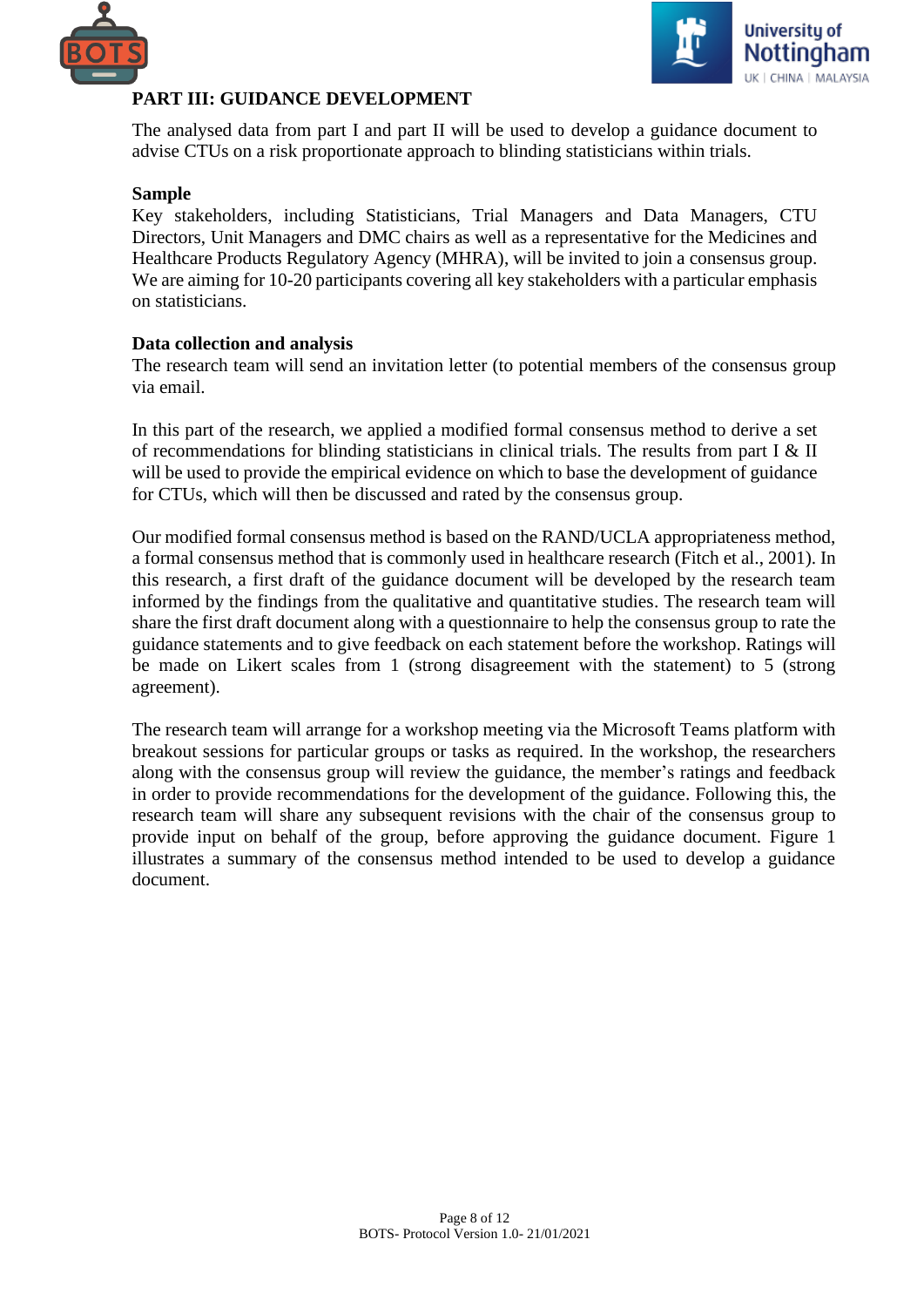## PART III: GUIDANCE DEVELOPMENT

The analysed data from part I and part II will be used to develop a guidance document to advise CTUs on a risk proportionate approach to blinding statisticians within trials.

### Sample

Key stakeholders, including Statisticians, Trial Managers and Data Managers, CTU Directors, Unit Managers and DMC chairs as well as a representative for the Medicines and Healthcare Products Regulatory Agency (MHRA), will be invited to join a consensus group. We are aiming for 10-20 participants covering all key stakeholders with a particular emphasis on statisticians.

### Data collection and analysis

The research team will send an invitation letter (to potential members of the consensus group via email.

In this part of the research, we applied a modified formal consensus method to derive a set of recommendations for blinding statisticians in clinical trials. The results from part I & II will be used to provide the empirical evidence on which to base the development of guidance for CTUs, which will then be discussed and rated by the consensus group.

Our modified formal consensus method is based on the RAND/UCLA appropriateness method, a formal consensus method that is commonly used in healthcare research (Fitch et al., 2001). In this research, a first draft of the guidance document will be developed by the research team informed by the findings from the qualitative and quantitative studies. The research team will share the first draft document along with a questionnaire to help the consensus group to rate the guidance statements and to give feedback on each statement before the workshop. Ratings will be made on Likert scales from 1 (strong disagreement with the statement) to 5 (strong agreement).

The research team will arrange for a workshop meeting via the Microsoft Teams platform with breakout sessions for particular groups or tasks as required. In the workshop, the researchers along with the consensus group will review the guidance, the member's ratings and feedback in order to provide recommendations for the development of the guidance. Following this, the research team will share any subsequent revisions with the chair of the consensus group to provide input on behalf of the group, before approving the guidance document. Figure 1 illustrates a summary of the consensus method intended to be used to develop a guidance document.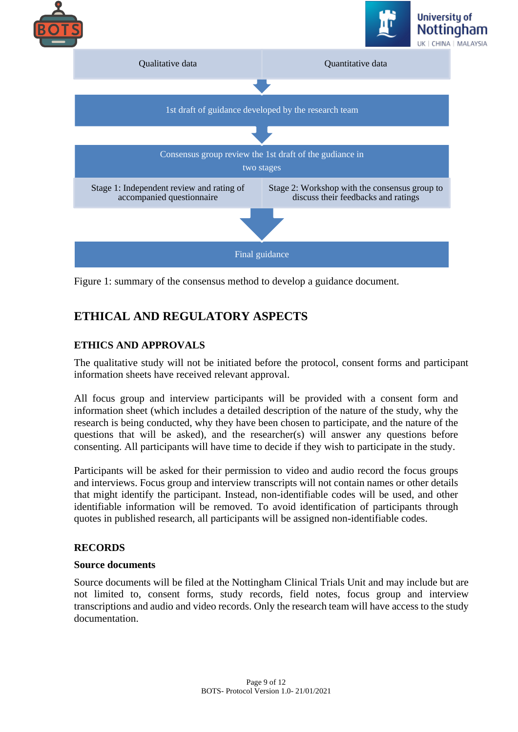Qualitative data

Quantitative data

1st draft of guidance developed by the research team

Consensus group review the 1st draft of the gudiance in two stages

Stage 1: Independent review and rating of accompanied questionnaire

Stage 2: Workshop with the consensus group to discuss their feedbacks and ratings

Final guidance

Figure 1: summary of the consensus method to develop a guidance document.

## ETHICAL AND REGULATORY ASPECTS

### ETHICS AND APPROVALS

The qualitative study will not be initiated before the protocol, consent forms and participant information sheets have received relevant approval.

All focus group and interview participants will be provided with a consent form and information sheet (which includes a detailed description of the nature of the study, why the research is being conducted, why they have been chosen to participate, and the nature of the questions that will be asked), and the researcher(s) will answer any questions before consenting. All participants will have time to decide if they wish to participate in the study.

Participants will be asked for their permission to video and audio record the focus groups and interviews. Focus group and interview transcripts will not contain names or other details that might identify the participant. Instead, non-identifiable codes will be used, and other identifiable information will be removed. To avoid identification of participants through quotes in published research, all participants will be assigned non-identifiable codes.

### RECORDS

#### Source documents

Source documents will be filed at the Nottingham Clinical Trials Unit and may include but are not limited to, consent forms, study records, field notes, focus group and interview transcriptions and audio and video records. Only the research team will have access to the study documentation.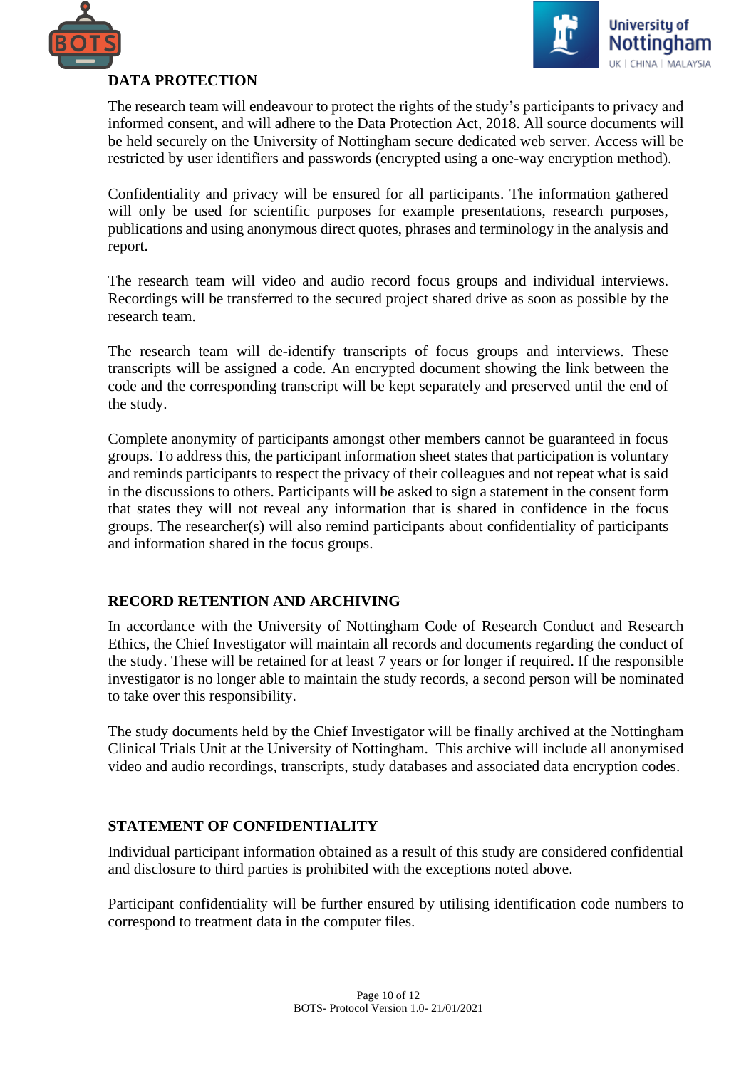## DATA PROTECTION

The research team will endeavour to protect the rights of the study's participants to privacy and informed consent, and will adhere to the Data Protection Act, 2018. All source documents will be held securely on the University of Nottingham secure dedicated web server. Access will be restricted by user identifiers and passwords (encrypted using a one-way encryption method).

Confidentiality and privacy will be ensured for all participants. The information gathered will only be used for scientific purposes for example presentations, research purposes, publications and using anonymous direct quotes, phrases and terminology in the analysis and report.

The research team will video and audio record focus groups and individual interviews. Recordings will be transferred to the secured project shared drive as soon as possible by the research team.

The research team will de-identify transcripts of focus groups and interviews. These transcripts will be assigned a code. An encrypted document showing the link between the code and the corresponding transcript will be kept separately and preserved until the end of the study.

Complete anonymity of participants amongst other members cannot be guaranteed in focus groups. To address this, the participant information sheet states that participation is voluntary and reminds participants to respect the privacy of their colleagues and not repeat what is said in the discussions to others. Participants will be asked to sign a statement in the consent form that states they will not reveal any information that is shared in confidence in the focus groups. The researcher(s) will also remind participants about confidentiality of participants and information shared in the focus groups.

## RECORD RETENTION AND ARCHIVING

In accordance with the University of Nottingham Code of Research Conduct and Research Ethics, the Chief Investigator will maintain all records and documents regarding the conduct of the study. These will be retained for at least 7 years or for longer if required. If the responsible investigator is no longer able to maintain the study records, a second person will be nominated to take over this responsibility.

The study documents held by the Chief Investigator will be finally archived at the Nottingham Clinical Trials Unit at the University of Nottingham. This archive will include all anonymised video and audio recordings, transcripts, study databases and associated data encryption codes.

## STATEMENT OF CONFIDENTIALITY

Individual participant information obtained as a result of this study are considered confidential and disclosure to third parties is prohibited with the exceptions noted above.

Participant confidentiality will be further ensured by utilising identification code numbers to correspond to treatment data in the computer files.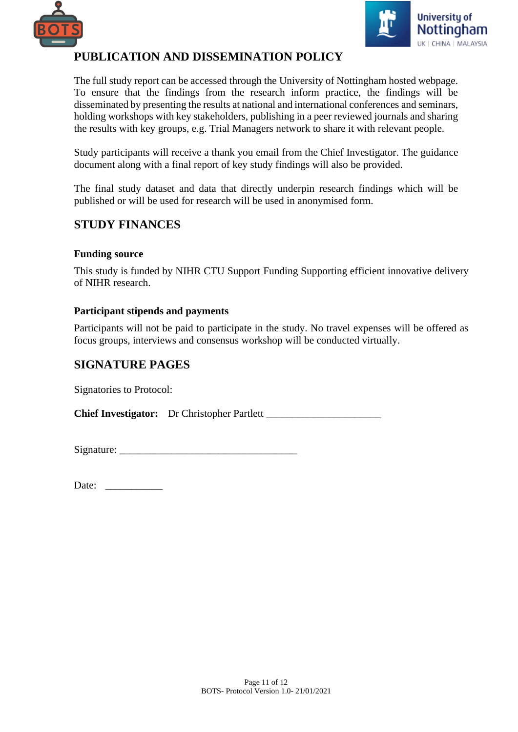## PUBLICATION AND DISSEMINATION POLICY

The full study report can be accessed through the University of Nottingham hosted webpage. To ensure that the findings from the research inform practice, the findings will be disseminated by presenting the results at national and international conferences and seminars, holding workshops with key stakeholders, publishing in a peer reviewed journals and sharing the results with key groups, e.g. Trial Managers network to share it with relevant people.

Study participants will receive a thank you email from the Chief Investigator. The guidance document along with a final report of key study findings will also be provided.

The final study dataset and data that directly underpin research findings which will be published or will be used for research will be used in anonymised form.

## STUDY FINANCES

### Funding source

This study is funded by NIHR CTU Support Funding Supporting efficient innovative delivery of NIHR research.

### Participant stipends and payments

Participants will not be paid to participate in the study. No travel expenses will be offered as focus groups, interviews and consensus workshop will be conducted virtually.

## SIGNATURE PAGES

Signatories to Protocol:

**Chief Investigator:** Dr Christopher Partlett ______________________

Signature: __________________________________

Date: ___________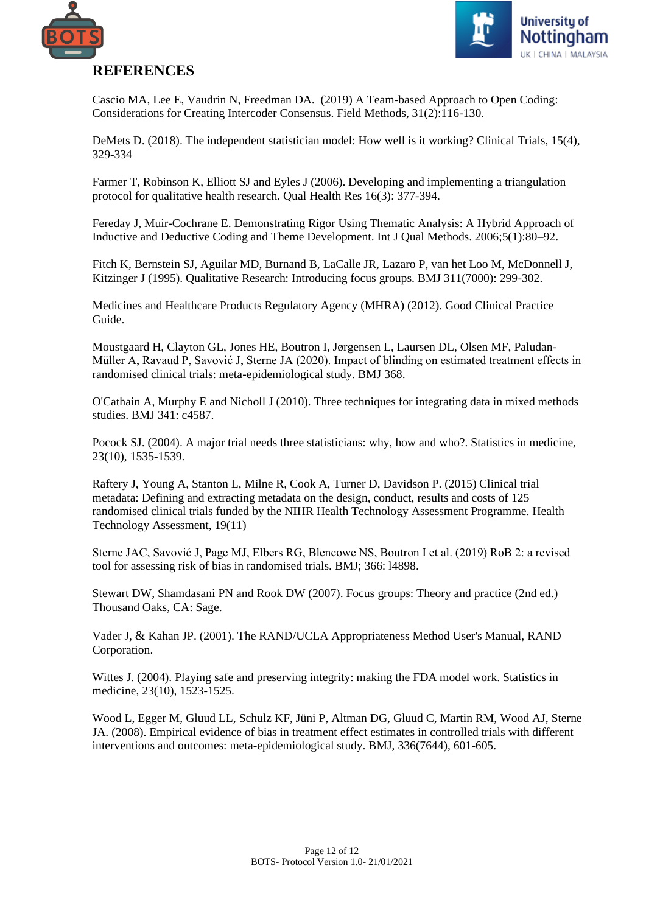# REFERENCES

Cascio MA, Lee E, Vaudrin N, Freedman DA. (2019) A Team-based Approach to Open Coding: Considerations for Creating Intercoder Consensus. Field Methods, 31(2):116-130.

DeMets D. (2018). The independent statistician model: How well is it working? Clinical Trials, 15(4), 329-334

Farmer T, Robinson K, Elliott SJ and Eyles J (2006). Developing and implementing a triangulation protocol for qualitative health research. Qual Health Res 16(3): 377-394.

Fereday J, Muir-Cochrane E. Demonstrating Rigor Using Thematic Analysis: A Hybrid Approach of Inductive and Deductive Coding and Theme Development. Int J Qual Methods. 2006;5(1):80–92.

Fitch K, Bernstein SJ, Aguilar MD, Burnand B, LaCalle JR, Lazaro P, van het Loo M, McDonnell J, Kitzinger J (1995). Qualitative Research: Introducing focus groups. BMJ 311(7000): 299-302.

Medicines and Healthcare Products Regulatory Agency (MHRA) (2012). Good Clinical Practice Guide.

Moustgaard H, Clayton GL, Jones HE, Boutron I, Jørgensen L, Laursen DL, Olsen MF, Paludan-Müller A, Ravaud P, Savović J, Sterne JA (2020). Impact of blinding on estimated treatment effects in randomised clinical trials: meta-epidemiological study. BMJ 368.

O'Cathain A, Murphy E and Nicholl J (2010). Three techniques for integrating data in mixed methods studies. BMJ 341: c4587.

Pocock SJ. (2004). A major trial needs three statisticians: why, how and who?. Statistics in medicine, 23(10), 1535-1539.

Raftery J, Young A, Stanton L, Milne R, Cook A, Turner D, Davidson P. (2015) Clinical trial metadata: Defining and extracting metadata on the design, conduct, results and costs of 125 randomised clinical trials funded by the NIHR Health Technology Assessment Programme. Health Technology Assessment, 19(11)

Sterne JAC, Savović J, Page MJ, Elbers RG, Blencowe NS, Boutron I et al. (2019) RoB 2: a revised tool for assessing risk of bias in randomised trials. BMJ; 366: l4898.

Stewart DW, Shamdasani PN and Rook DW (2007). Focus groups: Theory and practice (2nd ed.) Thousand Oaks, CA: Sage.

Vader J, & Kahan JP. (2001). The RAND/UCLA Appropriateness Method User's Manual, RAND Corporation.

Wittes J. (2004). Playing safe and preserving integrity: making the FDA model work. Statistics in medicine, 23(10), 1523-1525.

Wood L, Egger M, Gluud LL, Schulz KF, Jüni P, Altman DG, Gluud C, Martin RM, Wood AJ, Sterne JA. (2008). Empirical evidence of bias in treatment effect estimates in controlled trials with different interventions and outcomes: meta-epidemiological study. BMJ, 336(7644), 601-605.